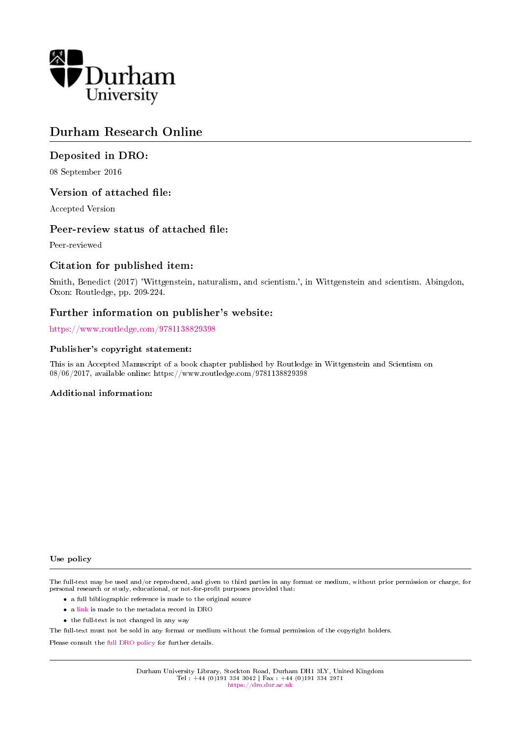Durham University

# Durham Research Online

## Deposited in DRO:

08 September 2016

## Version of attached file:

Accepted Version

## Peer-review status of attached file:

Peer-reviewed

## Citation for published item:

Smith, Benedict (2017) 'Wittgenstein, naturalism, and scientism.', in Wittgenstein and scientism. Abingdon, Oxon: Routledge, pp. 209-224.

## Further information on publisher's website:

https://www.routledge.com/9781138829398

### Publisher's copyright statement:

This is an Accepted Manuscript of a book chapter published by Routledge in Wittgenstein and Scientism on 08/06/2017, available online: https://www.routledge.com/9781138829398

### Additional information:

#### Use policy

The full-text may be used and/or reproduced, and given to third parties in any format or medium, without prior permission or charge, for personal research or study, educational, or not-for-profit purposes provided that:

- a full bibliographic reference is made to the original source
- a link is made to the metadata record in DRO
- the full-text is not changed in any way

The full-text must not be sold in any format or medium without the formal permission of the copyright holders.

Please consult the full DRO policy for further details.

Durham University Library, Stockton Road, Durham DH1 3LY, United Kingdom
Tel : +44 (0)191 334 3042 | Fax : +44 (0)191 334 2971
https://dro.dur.ac.uk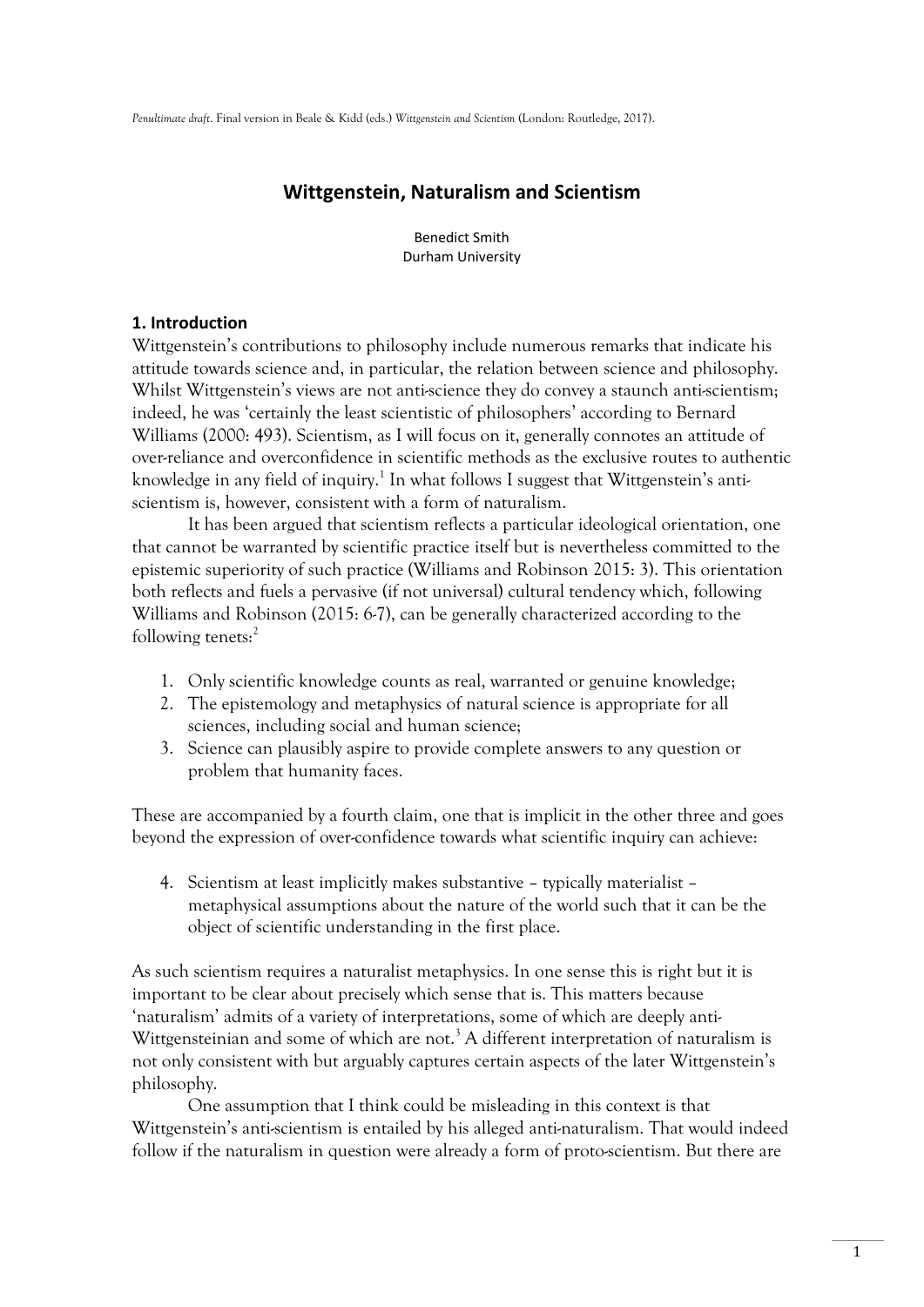*Penultimate draft*. Final version in Beale & Kidd (eds.) *Wittgenstein and Scientism* (London: Routledge, 2017).

# Wittgenstein, Naturalism and Scientism

Benedict Smith
Durham University

## 1. Introduction

Wittgenstein's contributions to philosophy include numerous remarks that indicate his attitude towards science and, in particular, the relation between science and philosophy. Whilst Wittgenstein's views are not anti-science they do convey a staunch anti-scientism; indeed, he was 'certainly the least scientistic of philosophers' according to Bernard Williams (2000: 493). Scientism, as I will focus on it, generally connotes an attitude of over-reliance and overconfidence in scientific methods as the exclusive routes to authentic knowledge in any field of inquiry.[1] In what follows I suggest that Wittgenstein's anti-scientism is, however, consistent with a form of naturalism.

It has been argued that scientism reflects a particular ideological orientation, one that cannot be warranted by scientific practice itself but is nevertheless committed to the epistemic superiority of such practice (Williams and Robinson 2015: 3). This orientation both reflects and fuels a pervasive (if not universal) cultural tendency which, following Williams and Robinson (2015: 6-7), can be generally characterized according to the following tenets:[2]

1. Only scientific knowledge counts as real, warranted or genuine knowledge;
2. The epistemology and metaphysics of natural science is appropriate for all sciences, including social and human science;
3. Science can plausibly aspire to provide complete answers to any question or problem that humanity faces.

These are accompanied by a fourth claim, one that is implicit in the other three and goes beyond the expression of over-confidence towards what scientific inquiry can achieve:

4. Scientism at least implicitly makes substantive – typically materialist – metaphysical assumptions about the nature of the world such that it can be the object of scientific understanding in the first place.

As such scientism requires a naturalist metaphysics. In one sense this is right but it is important to be clear about precisely which sense that is. This matters because 'naturalism' admits of a variety of interpretations, some of which are deeply anti-Wittgensteinian and some of which are not.[3] A different interpretation of naturalism is not only consistent with but arguably captures certain aspects of the later Wittgenstein's philosophy.

One assumption that I think could be misleading in this context is that Wittgenstein's anti-scientism is entailed by his alleged anti-naturalism. That would indeed follow if the naturalism in question were already a form of proto-scientism. But there are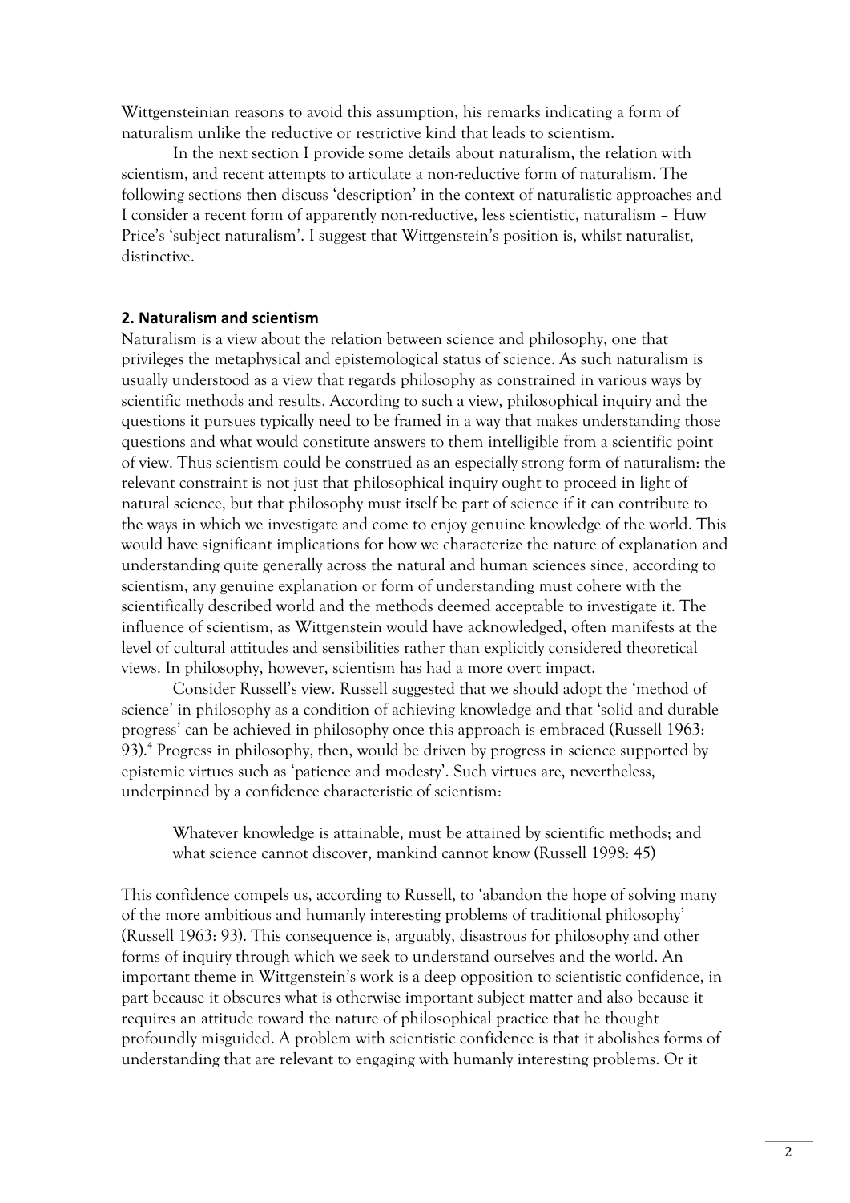Wittgensteinian reasons to avoid this assumption, his remarks indicating a form of naturalism unlike the reductive or restrictive kind that leads to scientism.

In the next section I provide some details about naturalism, the relation with scientism, and recent attempts to articulate a non-reductive form of naturalism. The following sections then discuss 'description' in the context of naturalistic approaches and I consider a recent form of apparently non-reductive, less scientistic, naturalism – Huw Price's 'subject naturalism'. I suggest that Wittgenstein's position is, whilst naturalist, distinctive.

## 2. Naturalism and scientism

Naturalism is a view about the relation between science and philosophy, one that privileges the metaphysical and epistemological status of science. As such naturalism is usually understood as a view that regards philosophy as constrained in various ways by scientific methods and results. According to such a view, philosophical inquiry and the questions it pursues typically need to be framed in a way that makes understanding those questions and what would constitute answers to them intelligible from a scientific point of view. Thus scientism could be construed as an especially strong form of naturalism: the relevant constraint is not just that philosophical inquiry ought to proceed in light of natural science, but that philosophy must itself be part of science if it can contribute to the ways in which we investigate and come to enjoy genuine knowledge of the world. This would have significant implications for how we characterize the nature of explanation and understanding quite generally across the natural and human sciences since, according to scientism, any genuine explanation or form of understanding must cohere with the scientifically described world and the methods deemed acceptable to investigate it. The influence of scientism, as Wittgenstein would have acknowledged, often manifests at the level of cultural attitudes and sensibilities rather than explicitly considered theoretical views. In philosophy, however, scientism has had a more overt impact.

Consider Russell's view. Russell suggested that we should adopt the 'method of science' in philosophy as a condition of achieving knowledge and that 'solid and durable progress' can be achieved in philosophy once this approach is embraced (Russell 1963: 93).[4] Progress in philosophy, then, would be driven by progress in science supported by epistemic virtues such as 'patience and modesty'. Such virtues are, nevertheless, underpinned by a confidence characteristic of scientism:

> Whatever knowledge is attainable, must be attained by scientific methods; and what science cannot discover, mankind cannot know (Russell 1998: 45)

This confidence compels us, according to Russell, to 'abandon the hope of solving many of the more ambitious and humanly interesting problems of traditional philosophy' (Russell 1963: 93). This consequence is, arguably, disastrous for philosophy and other forms of inquiry through which we seek to understand ourselves and the world. An important theme in Wittgenstein's work is a deep opposition to scientistic confidence, in part because it obscures what is otherwise important subject matter and also because it requires an attitude toward the nature of philosophical practice that he thought profoundly misguided. A problem with scientistic confidence is that it abolishes forms of understanding that are relevant to engaging with humanly interesting problems. Or it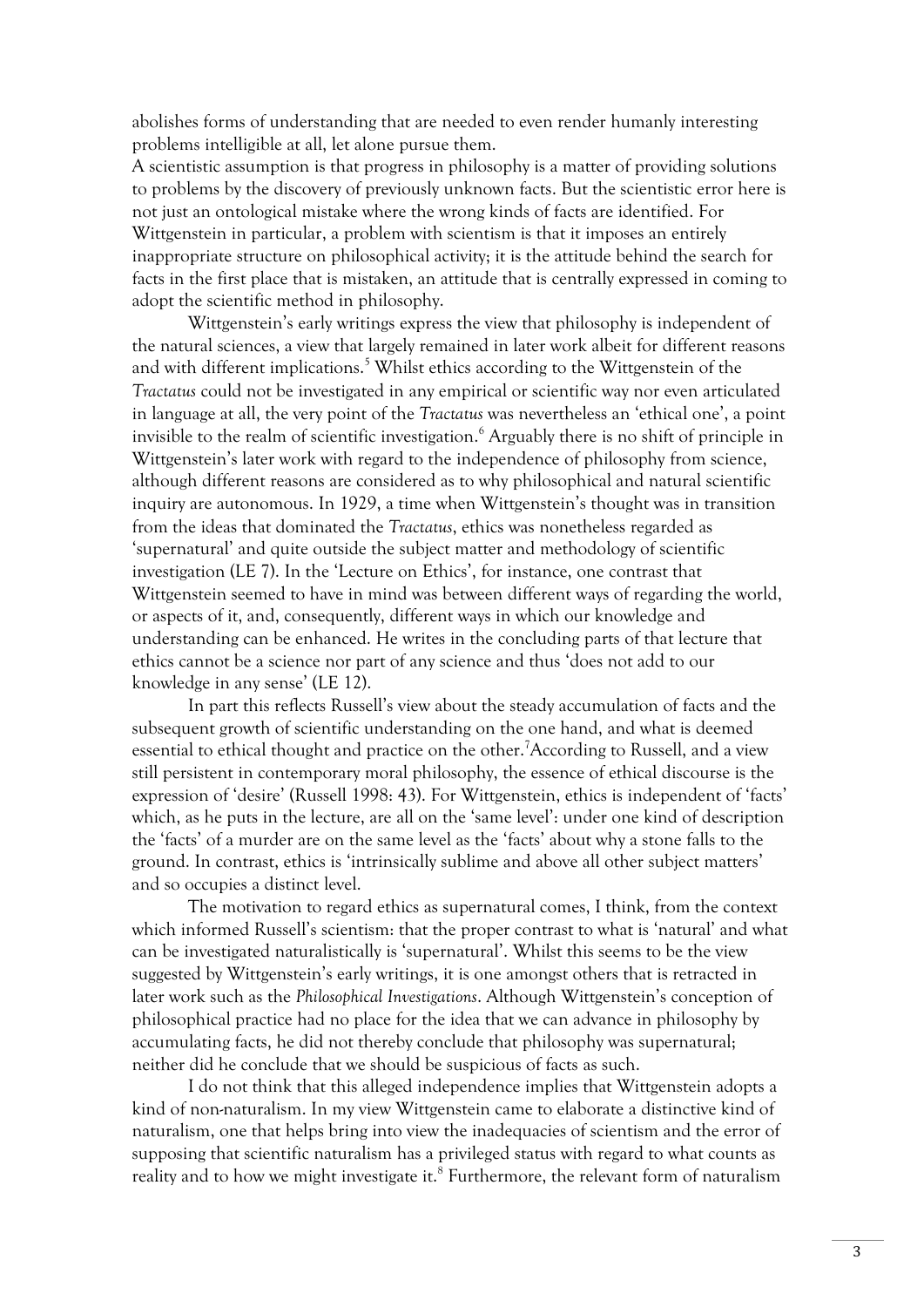abolishes forms of understanding that are needed to even render humanly interesting problems intelligible at all, let alone pursue them.

A scientistic assumption is that progress in philosophy is a matter of providing solutions to problems by the discovery of previously unknown facts. But the scientistic error here is not just an ontological mistake where the wrong kinds of facts are identified. For Wittgenstein in particular, a problem with scientism is that it imposes an entirely inappropriate structure on philosophical activity; it is the attitude behind the search for facts in the first place that is mistaken, an attitude that is centrally expressed in coming to adopt the scientific method in philosophy.

Wittgenstein's early writings express the view that philosophy is independent of the natural sciences, a view that largely remained in later work albeit for different reasons and with different implications.[5] Whilst ethics according to the Wittgenstein of the *Tractatus* could not be investigated in any empirical or scientific way nor even articulated in language at all, the very point of the *Tractatus* was nevertheless an 'ethical one', a point invisible to the realm of scientific investigation.[6] Arguably there is no shift of principle in Wittgenstein's later work with regard to the independence of philosophy from science, although different reasons are considered as to why philosophical and natural scientific inquiry are autonomous. In 1929, a time when Wittgenstein's thought was in transition from the ideas that dominated the *Tractatus*, ethics was nonetheless regarded as 'supernatural' and quite outside the subject matter and methodology of scientific investigation (LE 7). In the 'Lecture on Ethics', for instance, one contrast that Wittgenstein seemed to have in mind was between different ways of regarding the world, or aspects of it, and, consequently, different ways in which our knowledge and understanding can be enhanced. He writes in the concluding parts of that lecture that ethics cannot be a science nor part of any science and thus 'does not add to our knowledge in any sense' (LE 12).

In part this reflects Russell's view about the steady accumulation of facts and the subsequent growth of scientific understanding on the one hand, and what is deemed essential to ethical thought and practice on the other.[7]According to Russell, and a view still persistent in contemporary moral philosophy, the essence of ethical discourse is the expression of 'desire' (Russell 1998: 43). For Wittgenstein, ethics is independent of 'facts' which, as he puts in the lecture, are all on the 'same level': under one kind of description the 'facts' of a murder are on the same level as the 'facts' about why a stone falls to the ground. In contrast, ethics is 'intrinsically sublime and above all other subject matters' and so occupies a distinct level.

The motivation to regard ethics as supernatural comes, I think, from the context which informed Russell's scientism: that the proper contrast to what is 'natural' and what can be investigated naturalistically is 'supernatural'. Whilst this seems to be the view suggested by Wittgenstein's early writings, it is one amongst others that is retracted in later work such as the *Philosophical Investigations*. Although Wittgenstein's conception of philosophical practice had no place for the idea that we can advance in philosophy by accumulating facts, he did not thereby conclude that philosophy was supernatural; neither did he conclude that we should be suspicious of facts as such.

I do not think that this alleged independence implies that Wittgenstein adopts a kind of non-naturalism. In my view Wittgenstein came to elaborate a distinctive kind of naturalism, one that helps bring into view the inadequacies of scientism and the error of supposing that scientific naturalism has a privileged status with regard to what counts as reality and to how we might investigate it.[8] Furthermore, the relevant form of naturalism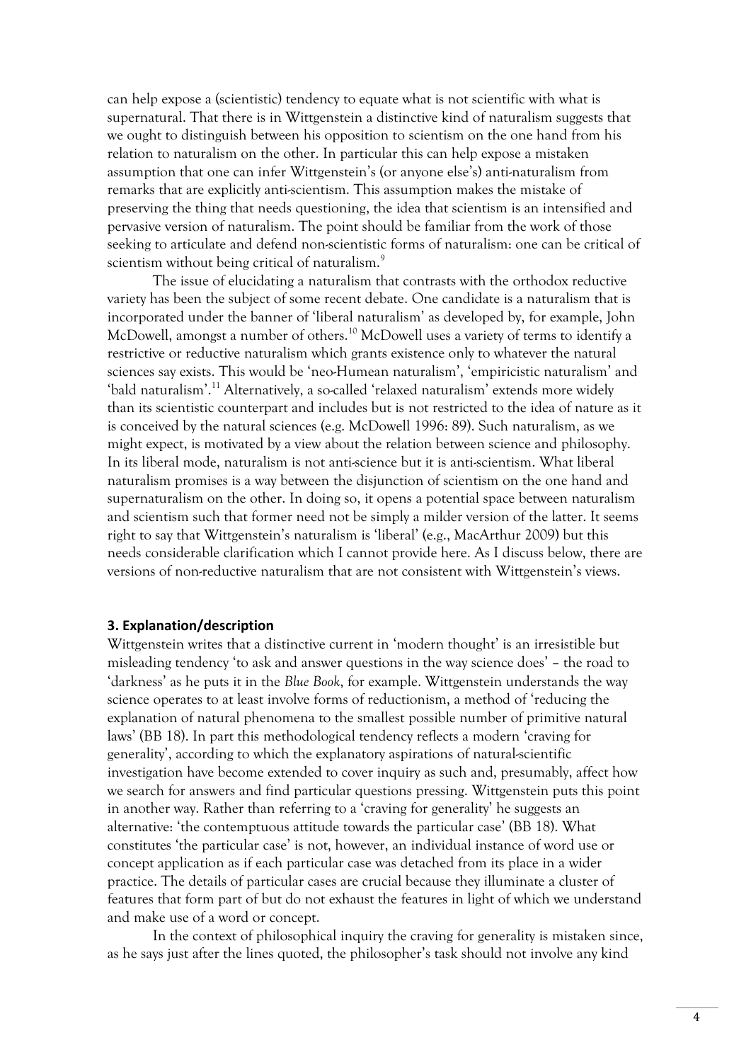can help expose a (scientistic) tendency to equate what is not scientific with what is supernatural. That there is in Wittgenstein a distinctive kind of naturalism suggests that we ought to distinguish between his opposition to scientism on the one hand from his relation to naturalism on the other. In particular this can help expose a mistaken assumption that one can infer Wittgenstein's (or anyone else's) anti-naturalism from remarks that are explicitly anti-scientism. This assumption makes the mistake of preserving the thing that needs questioning, the idea that scientism is an intensified and pervasive version of naturalism. The point should be familiar from the work of those seeking to articulate and defend non-scientistic forms of naturalism: one can be critical of scientism without being critical of naturalism.[9]

The issue of elucidating a naturalism that contrasts with the orthodox reductive variety has been the subject of some recent debate. One candidate is a naturalism that is incorporated under the banner of 'liberal naturalism' as developed by, for example, John McDowell, amongst a number of others.[10] McDowell uses a variety of terms to identify a restrictive or reductive naturalism which grants existence only to whatever the natural sciences say exists. This would be 'neo-Humean naturalism', 'empiricistic naturalism' and 'bald naturalism'.[11] Alternatively, a so-called 'relaxed naturalism' extends more widely than its scientistic counterpart and includes but is not restricted to the idea of nature as it is conceived by the natural sciences (e.g. McDowell 1996: 89). Such naturalism, as we might expect, is motivated by a view about the relation between science and philosophy. In its liberal mode, naturalism is not anti-science but it is anti-scientism. What liberal naturalism promises is a way between the disjunction of scientism on the one hand and supernaturalism on the other. In doing so, it opens a potential space between naturalism and scientism such that former need not be simply a milder version of the latter. It seems right to say that Wittgenstein's naturalism is 'liberal' (e.g., MacArthur 2009) but this needs considerable clarification which I cannot provide here. As I discuss below, there are versions of non-reductive naturalism that are not consistent with Wittgenstein's views.

## 3. Explanation/description

Wittgenstein writes that a distinctive current in 'modern thought' is an irresistible but misleading tendency 'to ask and answer questions in the way science does' – the road to 'darkness' as he puts it in the *Blue Book*, for example. Wittgenstein understands the way science operates to at least involve forms of reductionism, a method of 'reducing the explanation of natural phenomena to the smallest possible number of primitive natural laws' (BB 18). In part this methodological tendency reflects a modern 'craving for generality', according to which the explanatory aspirations of natural-scientific investigation have become extended to cover inquiry as such and, presumably, affect how we search for answers and find particular questions pressing. Wittgenstein puts this point in another way. Rather than referring to a 'craving for generality' he suggests an alternative: 'the contemptuous attitude towards the particular case' (BB 18). What constitutes 'the particular case' is not, however, an individual instance of word use or concept application as if each particular case was detached from its place in a wider practice. The details of particular cases are crucial because they illuminate a cluster of features that form part of but do not exhaust the features in light of which we understand and make use of a word or concept.

In the context of philosophical inquiry the craving for generality is mistaken since, as he says just after the lines quoted, the philosopher's task should not involve any kind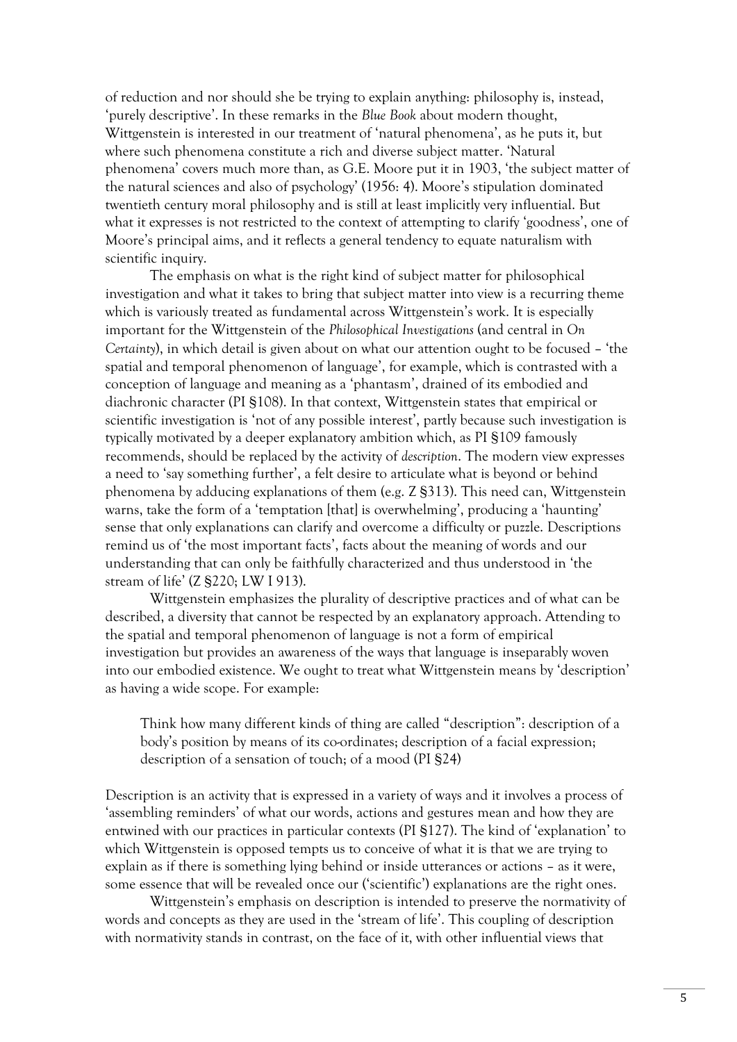of reduction and nor should she be trying to explain anything: philosophy is, instead, 'purely descriptive'. In these remarks in the *Blue Book* about modern thought, Wittgenstein is interested in our treatment of 'natural phenomena', as he puts it, but where such phenomena constitute a rich and diverse subject matter. 'Natural phenomena' covers much more than, as G.E. Moore put it in 1903, 'the subject matter of the natural sciences and also of psychology' (1956: 4). Moore's stipulation dominated twentieth century moral philosophy and is still at least implicitly very influential. But what it expresses is not restricted to the context of attempting to clarify 'goodness', one of Moore's principal aims, and it reflects a general tendency to equate naturalism with scientific inquiry.

The emphasis on what is the right kind of subject matter for philosophical investigation and what it takes to bring that subject matter into view is a recurring theme which is variously treated as fundamental across Wittgenstein's work. It is especially important for the Wittgenstein of the *Philosophical Investigations* (and central in *On Certainty*), in which detail is given about on what our attention ought to be focused – 'the spatial and temporal phenomenon of language', for example, which is contrasted with a conception of language and meaning as a 'phantasm', drained of its embodied and diachronic character (PI §108). In that context, Wittgenstein states that empirical or scientific investigation is 'not of any possible interest', partly because such investigation is typically motivated by a deeper explanatory ambition which, as PI §109 famously recommends, should be replaced by the activity of *description*. The modern view expresses a need to 'say something further', a felt desire to articulate what is beyond or behind phenomena by adducing explanations of them (e.g. Z §313). This need can, Wittgenstein warns, take the form of a 'temptation [that] is overwhelming', producing a 'haunting' sense that only explanations can clarify and overcome a difficulty or puzzle. Descriptions remind us of 'the most important facts', facts about the meaning of words and our understanding that can only be faithfully characterized and thus understood in 'the stream of life' (Z §220; LW I 913).

Wittgenstein emphasizes the plurality of descriptive practices and of what can be described, a diversity that cannot be respected by an explanatory approach. Attending to the spatial and temporal phenomenon of language is not a form of empirical investigation but provides an awareness of the ways that language is inseparably woven into our embodied existence. We ought to treat what Wittgenstein means by 'description' as having a wide scope. For example:

> Think how many different kinds of thing are called "description": description of a body's position by means of its co-ordinates; description of a facial expression; description of a sensation of touch; of a mood (PI §24)

Description is an activity that is expressed in a variety of ways and it involves a process of 'assembling reminders' of what our words, actions and gestures mean and how they are entwined with our practices in particular contexts (PI §127). The kind of 'explanation' to which Wittgenstein is opposed tempts us to conceive of what it is that we are trying to explain as if there is something lying behind or inside utterances or actions – as it were, some essence that will be revealed once our ('scientific') explanations are the right ones.

Wittgenstein's emphasis on description is intended to preserve the normativity of words and concepts as they are used in the 'stream of life'. This coupling of description with normativity stands in contrast, on the face of it, with other influential views that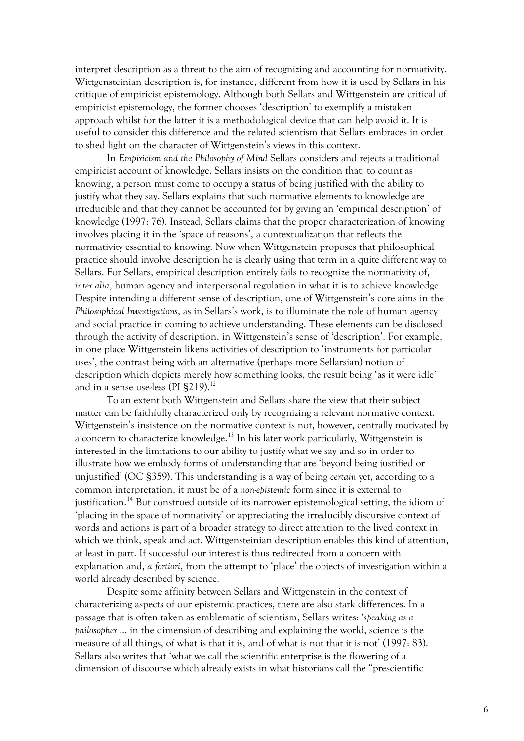interpret description as a threat to the aim of recognizing and accounting for normativity. Wittgensteinian description is, for instance, different from how it is used by Sellars in his critique of empiricist epistemology. Although both Sellars and Wittgenstein are critical of empiricist epistemology, the former chooses 'description' to exemplify a mistaken approach whilst for the latter it is a methodological device that can help avoid it. It is useful to consider this difference and the related scientism that Sellars embraces in order to shed light on the character of Wittgenstein's views in this context.

In *Empiricism and the Philosophy of Mind* Sellars considers and rejects a traditional empiricist account of knowledge. Sellars insists on the condition that, to count as knowing, a person must come to occupy a status of being justified with the ability to justify what they say. Sellars explains that such normative elements to knowledge are irreducible and that they cannot be accounted for by giving an 'empirical description' of knowledge (1997: 76). Instead, Sellars claims that the proper characterization of knowing involves placing it in the 'space of reasons', a contextualization that reflects the normativity essential to knowing. Now when Wittgenstein proposes that philosophical practice should involve description he is clearly using that term in a quite different way to Sellars. For Sellars, empirical description entirely fails to recognize the normativity of, *inter alia*, human agency and interpersonal regulation in what it is to achieve knowledge. Despite intending a different sense of description, one of Wittgenstein's core aims in the *Philosophical Investigations*, as in Sellars's work, is to illuminate the role of human agency and social practice in coming to achieve understanding. These elements can be disclosed through the activity of description, in Wittgenstein's sense of 'description'. For example, in one place Wittgenstein likens activities of description to 'instruments for particular uses', the contrast being with an alternative (perhaps more Sellarsian) notion of description which depicts merely how something looks, the result being 'as it were idle' and in a sense use-less (PI §219).[12]

To an extent both Wittgenstein and Sellars share the view that their subject matter can be faithfully characterized only by recognizing a relevant normative context. Wittgenstein's insistence on the normative context is not, however, centrally motivated by a concern to characterize knowledge.[13] In his later work particularly, Wittgenstein is interested in the limitations to our ability to justify what we say and so in order to illustrate how we embody forms of understanding that are 'beyond being justified or unjustified' (OC §359). This understanding is a way of being *certain* yet, according to a common interpretation, it must be of a *non-epistemic* form since it is external to justification.[14] But construed outside of its narrower epistemological setting, the idiom of 'placing in the space of normativity' or appreciating the irreducibly discursive context of words and actions is part of a broader strategy to direct attention to the lived context in which we think, speak and act. Wittgensteinian description enables this kind of attention, at least in part. If successful our interest is thus redirected from a concern with explanation and, *a fortiori*, from the attempt to 'place' the objects of investigation within a world already described by science.

Despite some affinity between Sellars and Wittgenstein in the context of characterizing aspects of our epistemic practices, there are also stark differences. In a passage that is often taken as emblematic of scientism, Sellars writes: '*speaking as a philosopher* … in the dimension of describing and explaining the world, science is the measure of all things, of what is that it is, and of what is not that it is not' (1997: 83). Sellars also writes that 'what we call the scientific enterprise is the flowering of a dimension of discourse which already exists in what historians call the "prescientific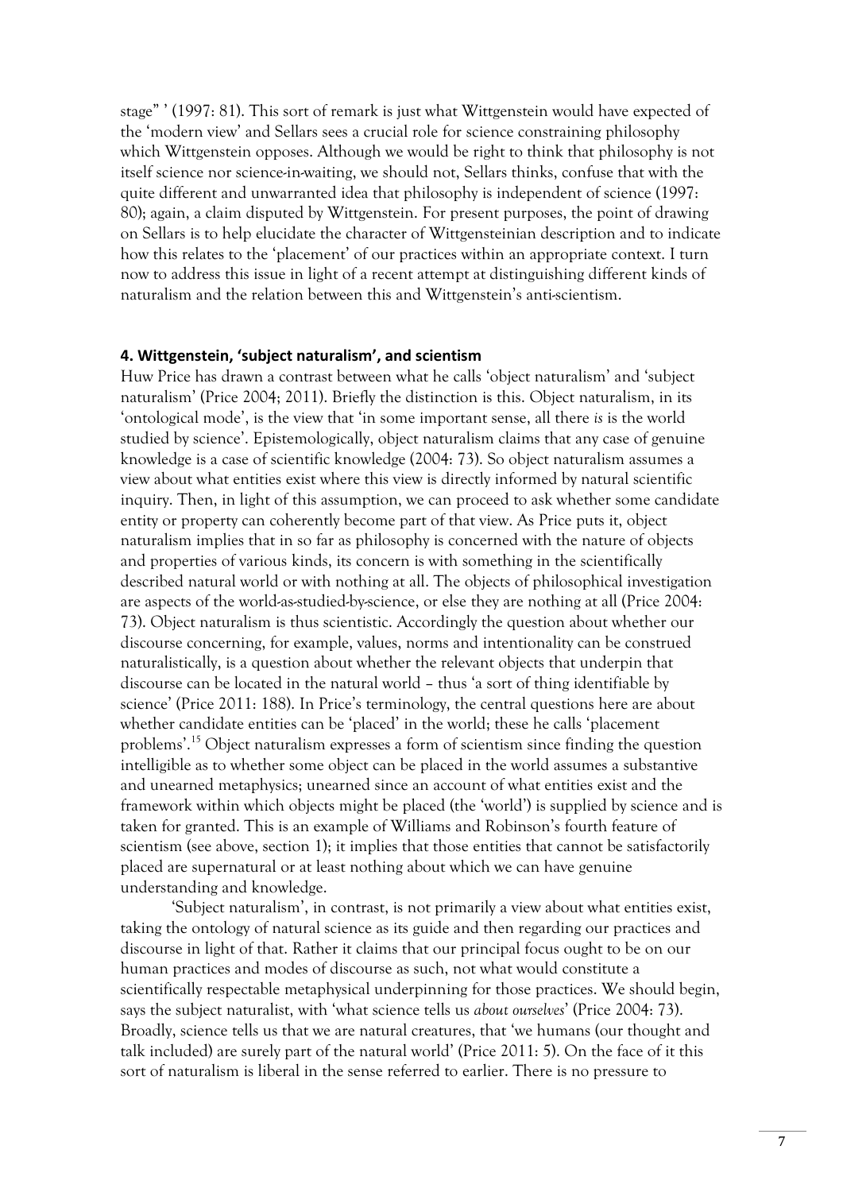stage" ' (1997: 81). This sort of remark is just what Wittgenstein would have expected of the 'modern view' and Sellars sees a crucial role for science constraining philosophy which Wittgenstein opposes. Although we would be right to think that philosophy is not itself science nor science-in-waiting, we should not, Sellars thinks, confuse that with the quite different and unwarranted idea that philosophy is independent of science (1997: 80); again, a claim disputed by Wittgenstein. For present purposes, the point of drawing on Sellars is to help elucidate the character of Wittgensteinian description and to indicate how this relates to the 'placement' of our practices within an appropriate context. I turn now to address this issue in light of a recent attempt at distinguishing different kinds of naturalism and the relation between this and Wittgenstein's anti-scientism.

## 4. Wittgenstein, 'subject naturalism', and scientism

Huw Price has drawn a contrast between what he calls 'object naturalism' and 'subject naturalism' (Price 2004; 2011). Briefly the distinction is this. Object naturalism, in its 'ontological mode', is the view that 'in some important sense, all there *is* is the world studied by science'. Epistemologically, object naturalism claims that any case of genuine knowledge is a case of scientific knowledge (2004: 73). So object naturalism assumes a view about what entities exist where this view is directly informed by natural scientific inquiry. Then, in light of this assumption, we can proceed to ask whether some candidate entity or property can coherently become part of that view. As Price puts it, object naturalism implies that in so far as philosophy is concerned with the nature of objects and properties of various kinds, its concern is with something in the scientifically described natural world or with nothing at all. The objects of philosophical investigation are aspects of the world-as-studied-by-science, or else they are nothing at all (Price 2004: 73). Object naturalism is thus scientistic. Accordingly the question about whether our discourse concerning, for example, values, norms and intentionality can be construed naturalistically, is a question about whether the relevant objects that underpin that discourse can be located in the natural world – thus 'a sort of thing identifiable by science' (Price 2011: 188). In Price's terminology, the central questions here are about whether candidate entities can be 'placed' in the world; these he calls 'placement problems'.[15] Object naturalism expresses a form of scientism since finding the question intelligible as to whether some object can be placed in the world assumes a substantive and unearned metaphysics; unearned since an account of what entities exist and the framework within which objects might be placed (the 'world') is supplied by science and is taken for granted. This is an example of Williams and Robinson's fourth feature of scientism (see above, section 1); it implies that those entities that cannot be satisfactorily placed are supernatural or at least nothing about which we can have genuine understanding and knowledge.

'Subject naturalism', in contrast, is not primarily a view about what entities exist, taking the ontology of natural science as its guide and then regarding our practices and discourse in light of that. Rather it claims that our principal focus ought to be on our human practices and modes of discourse as such, not what would constitute a scientifically respectable metaphysical underpinning for those practices. We should begin, says the subject naturalist, with 'what science tells us *about ourselves*' (Price 2004: 73). Broadly, science tells us that we are natural creatures, that 'we humans (our thought and talk included) are surely part of the natural world' (Price 2011: 5). On the face of it this sort of naturalism is liberal in the sense referred to earlier. There is no pressure to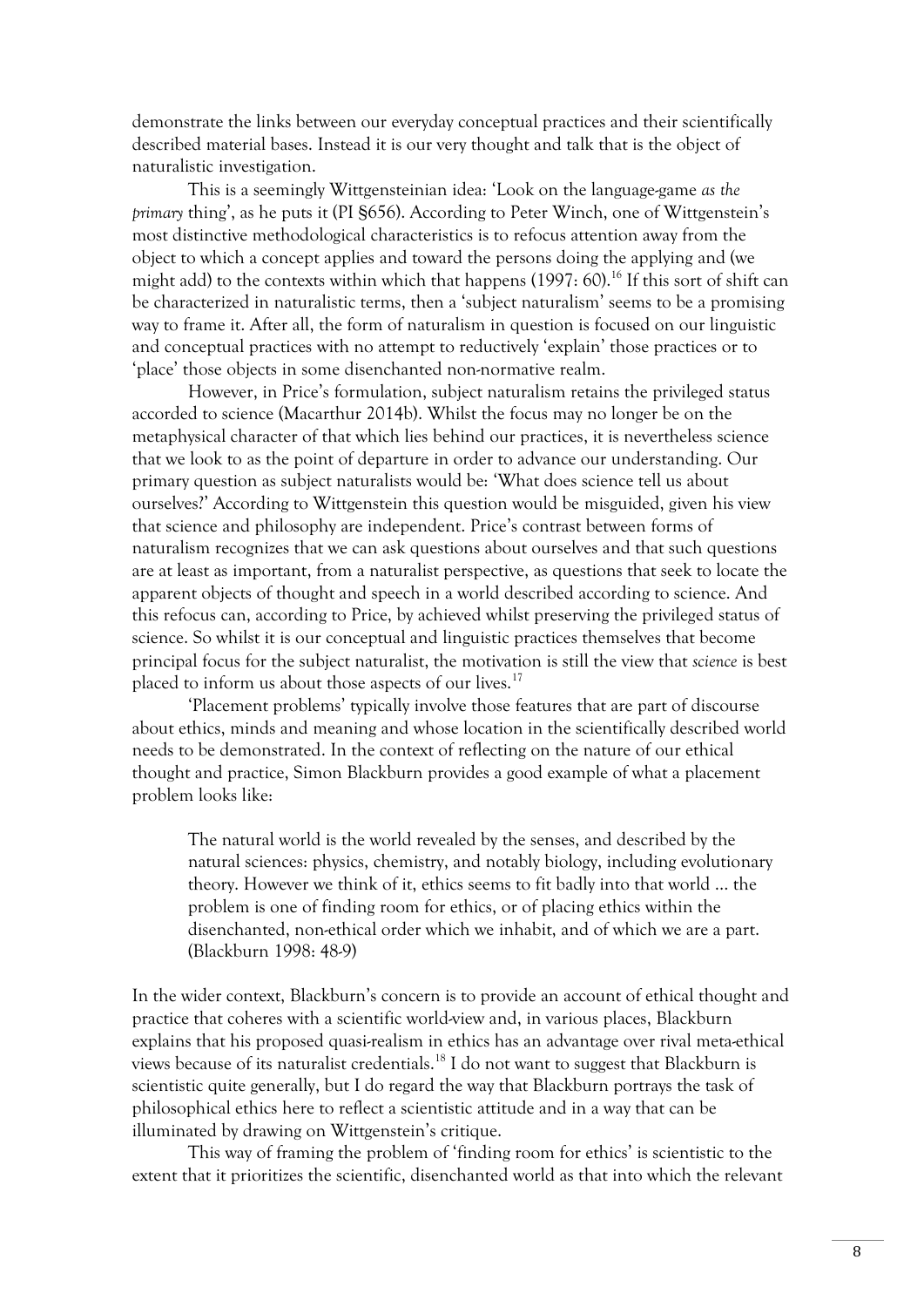demonstrate the links between our everyday conceptual practices and their scientifically described material bases. Instead it is our very thought and talk that is the object of naturalistic investigation.

This is a seemingly Wittgensteinian idea: 'Look on the language-game *as the primary* thing', as he puts it (PI §656). According to Peter Winch, one of Wittgenstein's most distinctive methodological characteristics is to refocus attention away from the object to which a concept applies and toward the persons doing the applying and (we might add) to the contexts within which that happens (1997: 60).[16] If this sort of shift can be characterized in naturalistic terms, then a 'subject naturalism' seems to be a promising way to frame it. After all, the form of naturalism in question is focused on our linguistic and conceptual practices with no attempt to reductively 'explain' those practices or to 'place' those objects in some disenchanted non-normative realm.

However, in Price's formulation, subject naturalism retains the privileged status accorded to science (Macarthur 2014b). Whilst the focus may no longer be on the metaphysical character of that which lies behind our practices, it is nevertheless science that we look to as the point of departure in order to advance our understanding. Our primary question as subject naturalists would be: 'What does science tell us about ourselves?' According to Wittgenstein this question would be misguided, given his view that science and philosophy are independent. Price's contrast between forms of naturalism recognizes that we can ask questions about ourselves and that such questions are at least as important, from a naturalist perspective, as questions that seek to locate the apparent objects of thought and speech in a world described according to science. And this refocus can, according to Price, by achieved whilst preserving the privileged status of science. So whilst it is our conceptual and linguistic practices themselves that become principal focus for the subject naturalist, the motivation is still the view that *science* is best placed to inform us about those aspects of our lives.[17]

'Placement problems' typically involve those features that are part of discourse about ethics, minds and meaning and whose location in the scientifically described world needs to be demonstrated. In the context of reflecting on the nature of our ethical thought and practice, Simon Blackburn provides a good example of what a placement problem looks like:

> The natural world is the world revealed by the senses, and described by the natural sciences: physics, chemistry, and notably biology, including evolutionary theory. However we think of it, ethics seems to fit badly into that world … the problem is one of finding room for ethics, or of placing ethics within the disenchanted, non-ethical order which we inhabit, and of which we are a part. (Blackburn 1998: 48-9)

In the wider context, Blackburn's concern is to provide an account of ethical thought and practice that coheres with a scientific world-view and, in various places, Blackburn explains that his proposed quasi-realism in ethics has an advantage over rival meta-ethical views because of its naturalist credentials.[18] I do not want to suggest that Blackburn is scientistic quite generally, but I do regard the way that Blackburn portrays the task of philosophical ethics here to reflect a scientistic attitude and in a way that can be illuminated by drawing on Wittgenstein's critique.

This way of framing the problem of 'finding room for ethics' is scientistic to the extent that it prioritizes the scientific, disenchanted world as that into which the relevant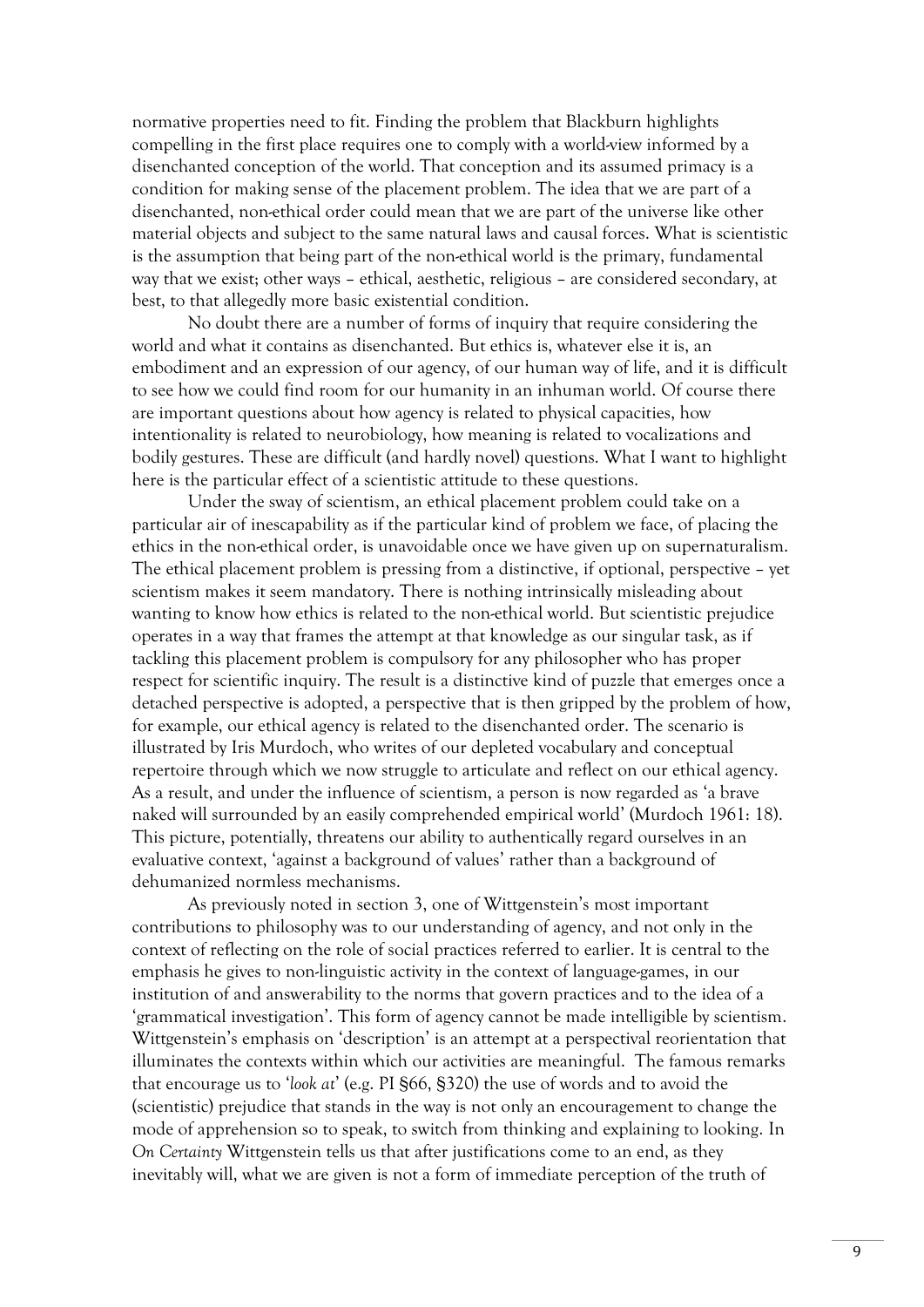normative properties need to fit. Finding the problem that Blackburn highlights compelling in the first place requires one to comply with a world-view informed by a disenchanted conception of the world. That conception and its assumed primacy is a condition for making sense of the placement problem. The idea that we are part of a disenchanted, non-ethical order could mean that we are part of the universe like other material objects and subject to the same natural laws and causal forces. What is scientistic is the assumption that being part of the non-ethical world is the primary, fundamental way that we exist; other ways – ethical, aesthetic, religious – are considered secondary, at best, to that allegedly more basic existential condition.

No doubt there are a number of forms of inquiry that require considering the world and what it contains as disenchanted. But ethics is, whatever else it is, an embodiment and an expression of our agency, of our human way of life, and it is difficult to see how we could find room for our humanity in an inhuman world. Of course there are important questions about how agency is related to physical capacities, how intentionality is related to neurobiology, how meaning is related to vocalizations and bodily gestures. These are difficult (and hardly novel) questions. What I want to highlight here is the particular effect of a scientistic attitude to these questions.

Under the sway of scientism, an ethical placement problem could take on a particular air of inescapability as if the particular kind of problem we face, of placing the ethics in the non-ethical order, is unavoidable once we have given up on supernaturalism. The ethical placement problem is pressing from a distinctive, if optional, perspective – yet scientism makes it seem mandatory. There is nothing intrinsically misleading about wanting to know how ethics is related to the non-ethical world. But scientistic prejudice operates in a way that frames the attempt at that knowledge as our singular task, as if tackling this placement problem is compulsory for any philosopher who has proper respect for scientific inquiry. The result is a distinctive kind of puzzle that emerges once a detached perspective is adopted, a perspective that is then gripped by the problem of how, for example, our ethical agency is related to the disenchanted order. The scenario is illustrated by Iris Murdoch, who writes of our depleted vocabulary and conceptual repertoire through which we now struggle to articulate and reflect on our ethical agency. As a result, and under the influence of scientism, a person is now regarded as 'a brave naked will surrounded by an easily comprehended empirical world' (Murdoch 1961: 18). This picture, potentially, threatens our ability to authentically regard ourselves in an evaluative context, 'against a background of values' rather than a background of dehumanized normless mechanisms.

As previously noted in section 3, one of Wittgenstein's most important contributions to philosophy was to our understanding of agency, and not only in the context of reflecting on the role of social practices referred to earlier. It is central to the emphasis he gives to non-linguistic activity in the context of language-games, in our institution of and answerability to the norms that govern practices and to the idea of a 'grammatical investigation'. This form of agency cannot be made intelligible by scientism. Wittgenstein's emphasis on 'description' is an attempt at a perspectival reorientation that illuminates the contexts within which our activities are meaningful. The famous remarks that encourage us to '*look at*' (e.g. PI §66, §320) the use of words and to avoid the (scientistic) prejudice that stands in the way is not only an encouragement to change the mode of apprehension so to speak, to switch from thinking and explaining to looking. In *On Certainty* Wittgenstein tells us that after justifications come to an end, as they inevitably will, what we are given is not a form of immediate perception of the truth of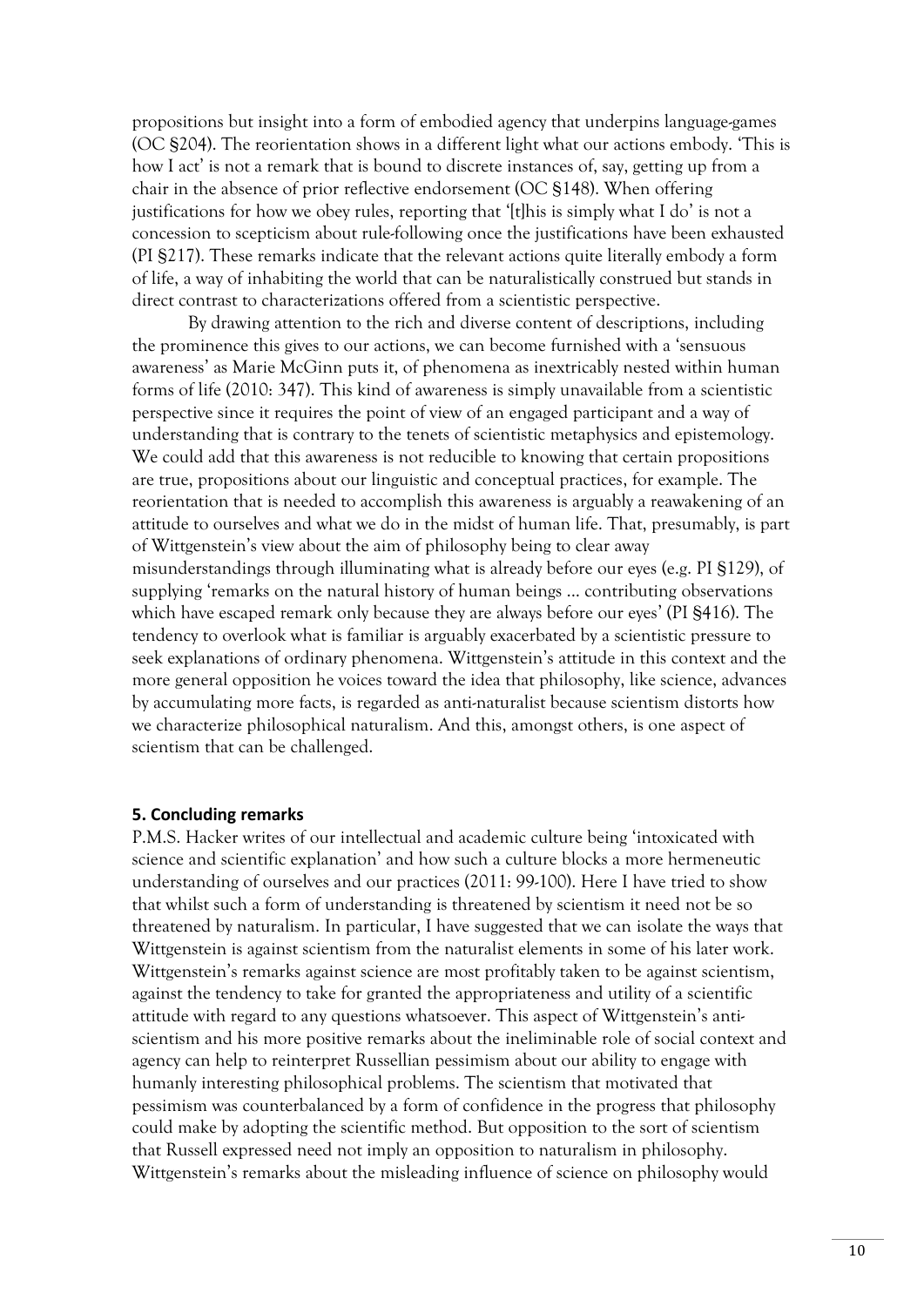propositions but insight into a form of embodied agency that underpins language-games (OC §204). The reorientation shows in a different light what our actions embody. 'This is how I act' is not a remark that is bound to discrete instances of, say, getting up from a chair in the absence of prior reflective endorsement (OC §148). When offering justifications for how we obey rules, reporting that '[t]his is simply what I do' is not a concession to scepticism about rule-following once the justifications have been exhausted (PI §217). These remarks indicate that the relevant actions quite literally embody a form of life, a way of inhabiting the world that can be naturalistically construed but stands in direct contrast to characterizations offered from a scientistic perspective.

By drawing attention to the rich and diverse content of descriptions, including the prominence this gives to our actions, we can become furnished with a 'sensuous awareness' as Marie McGinn puts it, of phenomena as inextricably nested within human forms of life (2010: 347). This kind of awareness is simply unavailable from a scientistic perspective since it requires the point of view of an engaged participant and a way of understanding that is contrary to the tenets of scientistic metaphysics and epistemology. We could add that this awareness is not reducible to knowing that certain propositions are true, propositions about our linguistic and conceptual practices, for example. The reorientation that is needed to accomplish this awareness is arguably a reawakening of an attitude to ourselves and what we do in the midst of human life. That, presumably, is part of Wittgenstein's view about the aim of philosophy being to clear away misunderstandings through illuminating what is already before our eyes (e.g. PI §129), of supplying 'remarks on the natural history of human beings … contributing observations which have escaped remark only because they are always before our eyes' (PI §416). The tendency to overlook what is familiar is arguably exacerbated by a scientistic pressure to seek explanations of ordinary phenomena. Wittgenstein's attitude in this context and the more general opposition he voices toward the idea that philosophy, like science, advances by accumulating more facts, is regarded as anti-naturalist because scientism distorts how we characterize philosophical naturalism. And this, amongst others, is one aspect of scientism that can be challenged.

## 5. Concluding remarks

P.M.S. Hacker writes of our intellectual and academic culture being 'intoxicated with science and scientific explanation' and how such a culture blocks a more hermeneutic understanding of ourselves and our practices (2011: 99-100). Here I have tried to show that whilst such a form of understanding is threatened by scientism it need not be so threatened by naturalism. In particular, I have suggested that we can isolate the ways that Wittgenstein is against scientism from the naturalist elements in some of his later work. Wittgenstein's remarks against science are most profitably taken to be against scientism, against the tendency to take for granted the appropriateness and utility of a scientific attitude with regard to any questions whatsoever. This aspect of Wittgenstein's anti-scientism and his more positive remarks about the ineliminable role of social context and agency can help to reinterpret Russellian pessimism about our ability to engage with humanly interesting philosophical problems. The scientism that motivated that pessimism was counterbalanced by a form of confidence in the progress that philosophy could make by adopting the scientific method. But opposition to the sort of scientism that Russell expressed need not imply an opposition to naturalism in philosophy. Wittgenstein's remarks about the misleading influence of science on philosophy would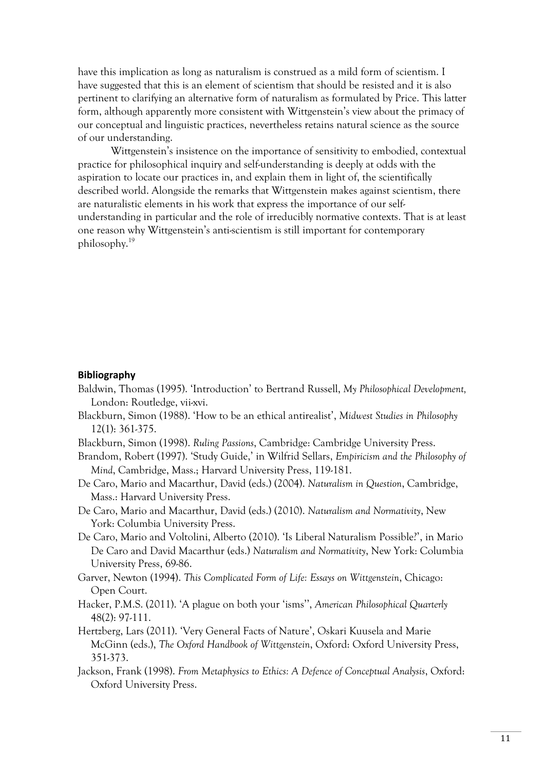have this implication as long as naturalism is construed as a mild form of scientism. I have suggested that this is an element of scientism that should be resisted and it is also pertinent to clarifying an alternative form of naturalism as formulated by Price. This latter form, although apparently more consistent with Wittgenstein's view about the primacy of our conceptual and linguistic practices, nevertheless retains natural science as the source of our understanding.

Wittgenstein's insistence on the importance of sensitivity to embodied, contextual practice for philosophical inquiry and self-understanding is deeply at odds with the aspiration to locate our practices in, and explain them in light of, the scientifically described world. Alongside the remarks that Wittgenstein makes against scientism, there are naturalistic elements in his work that express the importance of our self-understanding in particular and the role of irreducibly normative contexts. That is at least one reason why Wittgenstein's anti-scientism is still important for contemporary philosophy.[19]

**Bibliography**

Baldwin, Thomas (1995). 'Introduction' to Bertrand Russell, *My Philosophical Development*, London: Routledge, vii-xvi.

Blackburn, Simon (1988). 'How to be an ethical antirealist', *Midwest Studies in Philosophy* 12(1): 361-375.

Blackburn, Simon (1998). *Ruling Passions*, Cambridge: Cambridge University Press.

Brandom, Robert (1997). 'Study Guide,' in Wilfrid Sellars, *Empiricism and the Philosophy of Mind*, Cambridge, Mass.; Harvard University Press, 119-181.

De Caro, Mario and Macarthur, David (eds.) (2004). *Naturalism in Question*, Cambridge, Mass.: Harvard University Press.

De Caro, Mario and Macarthur, David (eds.) (2010). *Naturalism and Normativity*, New York: Columbia University Press.

De Caro, Mario and Voltolini, Alberto (2010). 'Is Liberal Naturalism Possible?', in Mario De Caro and David Macarthur (eds.) *Naturalism and Normativity*, New York: Columbia University Press, 69-86.

Garver, Newton (1994). *This Complicated Form of Life: Essays on Wittgenstein*, Chicago: Open Court.

Hacker, P.M.S. (2011). 'A plague on both your 'isms'', *American Philosophical Quarterly* 48(2): 97-111.

Hertzberg, Lars (2011). 'Very General Facts of Nature', Oskari Kuusela and Marie McGinn (eds.), *The Oxford Handbook of Wittgenstein*, Oxford: Oxford University Press, 351-373.

Jackson, Frank (1998). *From Metaphysics to Ethics: A Defence of Conceptual Analysis*, Oxford: Oxford University Press.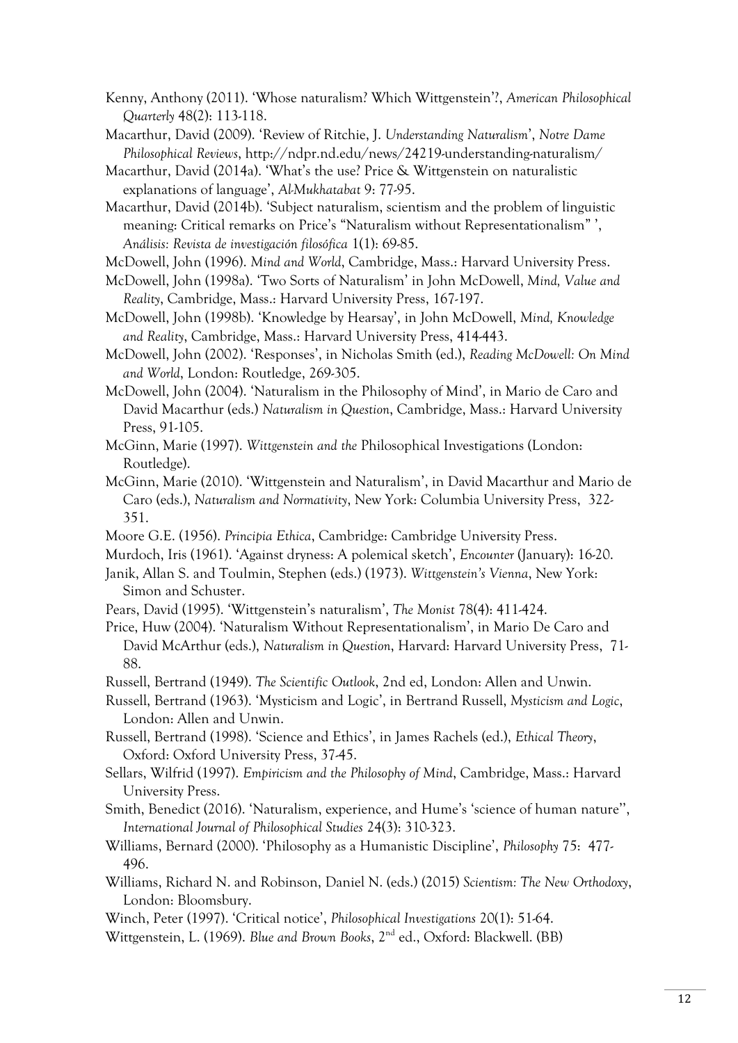Kenny, Anthony (2011). 'Whose naturalism? Which Wittgenstein'?, *American Philosophical Quarterly* 48(2): 113-118.

Macarthur, David (2009). 'Review of Ritchie, J. *Understanding Naturalism*', *Notre Dame Philosophical Reviews*, http://ndpr.nd.edu/news/24219-understanding-naturalism/

Macarthur, David (2014a). 'What's the use? Price & Wittgenstein on naturalistic explanations of language', *Al-Mukhatabat* 9: 77-95.

Macarthur, David (2014b). 'Subject naturalism, scientism and the problem of linguistic meaning: Critical remarks on Price's "Naturalism without Representationalism" ', *Análisis: Revista de investigación filosófica* 1(1): 69-85.

McDowell, John (1996). *Mind and World*, Cambridge, Mass.: Harvard University Press.

McDowell, John (1998a). 'Two Sorts of Naturalism' in John McDowell, *Mind, Value and Reality*, Cambridge, Mass.: Harvard University Press, 167-197.

McDowell, John (1998b). 'Knowledge by Hearsay', in John McDowell, *Mind, Knowledge and Reality*, Cambridge, Mass.: Harvard University Press, 414-443.

McDowell, John (2002). 'Responses', in Nicholas Smith (ed.), *Reading McDowell: On Mind and World*, London: Routledge, 269-305.

McDowell, John (2004). 'Naturalism in the Philosophy of Mind', in Mario de Caro and David Macarthur (eds.) *Naturalism in Question*, Cambridge, Mass.: Harvard University Press, 91-105.

McGinn, Marie (1997). *Wittgenstein and the* Philosophical Investigations (London: Routledge).

McGinn, Marie (2010). 'Wittgenstein and Naturalism', in David Macarthur and Mario de Caro (eds.), *Naturalism and Normativity*, New York: Columbia University Press, 322-351.

Moore G.E. (1956). *Principia Ethica*, Cambridge: Cambridge University Press.

Murdoch, Iris (1961). 'Against dryness: A polemical sketch', *Encounter* (January): 16-20.

Janik, Allan S. and Toulmin, Stephen (eds.) (1973). *Wittgenstein's Vienna*, New York: Simon and Schuster.

Pears, David (1995). 'Wittgenstein's naturalism', *The Monist* 78(4): 411-424.

Price, Huw (2004). 'Naturalism Without Representationalism', in Mario De Caro and David McArthur (eds.), *Naturalism in Question*, Harvard: Harvard University Press, 71-88.

Russell, Bertrand (1949). *The Scientific Outlook*, 2nd ed, London: Allen and Unwin.

Russell, Bertrand (1963). 'Mysticism and Logic', in Bertrand Russell, *Mysticism and Logic*, London: Allen and Unwin.

Russell, Bertrand (1998). 'Science and Ethics', in James Rachels (ed.), *Ethical Theory*, Oxford: Oxford University Press, 37-45.

Sellars, Wilfrid (1997). *Empiricism and the Philosophy of Mind*, Cambridge, Mass.: Harvard University Press.

Smith, Benedict (2016). 'Naturalism, experience, and Hume's 'science of human nature'', *International Journal of Philosophical Studies* 24(3): 310-323.

Williams, Bernard (2000). 'Philosophy as a Humanistic Discipline', *Philosophy* 75: 477-496.

Williams, Richard N. and Robinson, Daniel N. (eds.) (2015) *Scientism: The New Orthodoxy*, London: Bloomsbury.

Winch, Peter (1997). 'Critical notice', *Philosophical Investigations* 20(1): 51-64.

Wittgenstein, L. (1969). *Blue and Brown Books*, 2nd ed., Oxford: Blackwell. (BB)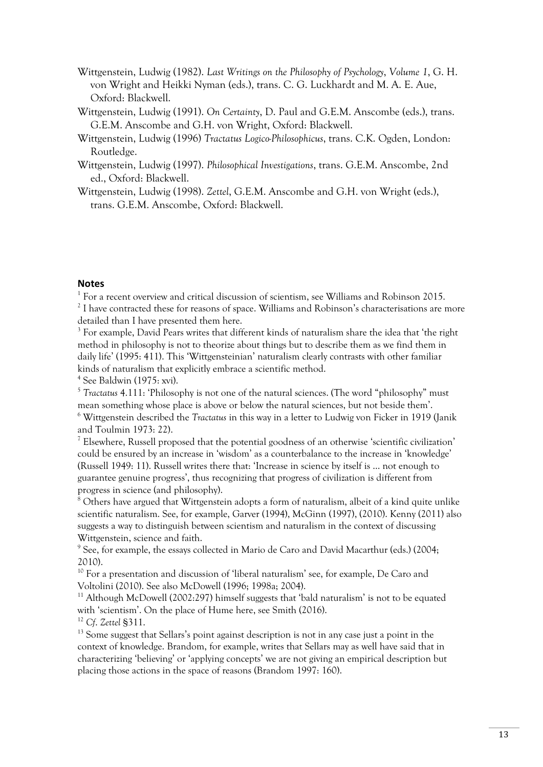Wittgenstein, Ludwig (1982). *Last Writings on the Philosophy of Psychology*, *Volume 1*, G. H. von Wright and Heikki Nyman (eds.), trans. C. G. Luckhardt and M. A. E. Aue, Oxford: Blackwell.

Wittgenstein, Ludwig (1991). *On Certainty*, D. Paul and G.E.M. Anscombe (eds.), trans. G.E.M. Anscombe and G.H. von Wright, Oxford: Blackwell.

Wittgenstein, Ludwig (1996) *Tractatus Logico-Philosophicus*, trans. C.K. Ogden, London: Routledge.

Wittgenstein, Ludwig (1997). *Philosophical Investigations*, trans. G.E.M. Anscombe, 2nd ed., Oxford: Blackwell.

Wittgenstein, Ludwig (1998). *Zettel*, G.E.M. Anscombe and G.H. von Wright (eds.), trans. G.E.M. Anscombe, Oxford: Blackwell.

## Notes

[1] For a recent overview and critical discussion of scientism, see Williams and Robinson 2015.

[2] I have contracted these for reasons of space. Williams and Robinson's characterisations are more detailed than I have presented them here.

[3] For example, David Pears writes that different kinds of naturalism share the idea that 'the right method in philosophy is not to theorize about things but to describe them as we find them in daily life' (1995: 411). This 'Wittgensteinian' naturalism clearly contrasts with other familiar kinds of naturalism that explicitly embrace a scientific method.

[4] See Baldwin (1975: xvi).

[5] *Tractatus* 4.111: 'Philosophy is not one of the natural sciences. (The word "philosophy" must mean something whose place is above or below the natural sciences, but not beside them'.

[6] Wittgenstein described the *Tractatus* in this way in a letter to Ludwig von Ficker in 1919 (Janik and Toulmin 1973: 22).

[7] Elsewhere, Russell proposed that the potential goodness of an otherwise 'scientific civilization' could be ensured by an increase in 'wisdom' as a counterbalance to the increase in 'knowledge' (Russell 1949: 11). Russell writes there that: 'Increase in science by itself is ... not enough to guarantee genuine progress', thus recognizing that progress of civilization is different from progress in science (and philosophy).

[8] Others have argued that Wittgenstein adopts a form of naturalism, albeit of a kind quite unlike scientific naturalism. See, for example, Garver (1994), McGinn (1997), (2010). Kenny (2011) also suggests a way to distinguish between scientism and naturalism in the context of discussing Wittgenstein, science and faith.

[9] See, for example, the essays collected in Mario de Caro and David Macarthur (eds.) (2004; 2010).

[10] For a presentation and discussion of 'liberal naturalism' see, for example, De Caro and Voltolini (2010). See also McDowell (1996; 1998a; 2004).

[11] Although McDowell (2002:297) himself suggests that 'bald naturalism' is not to be equated with 'scientism'. On the place of Hume here, see Smith (2016).

[12] *Cf*. *Zettel* §311.

[13] Some suggest that Sellars's point against description is not in any case just a point in the context of knowledge. Brandom, for example, writes that Sellars may as well have said that in characterizing 'believing' or 'applying concepts' we are not giving an empirical description but placing those actions in the space of reasons (Brandom 1997: 160).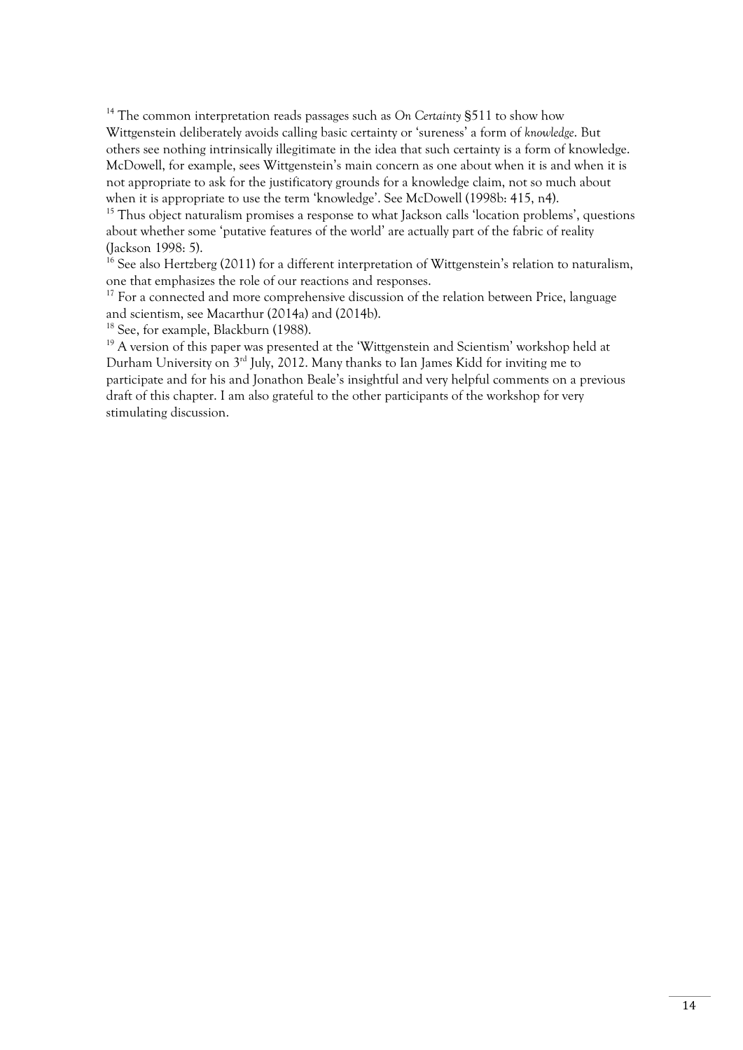[14] The common interpretation reads passages such as *On Certainty* §511 to show how Wittgenstein deliberately avoids calling basic certainty or 'sureness' a form of *knowledge*. But others see nothing intrinsically illegitimate in the idea that such certainty is a form of knowledge. McDowell, for example, sees Wittgenstein's main concern as one about when it is and when it is not appropriate to ask for the justificatory grounds for a knowledge claim, not so much about when it is appropriate to use the term 'knowledge'. See McDowell (1998b: 415, n4).

[15] Thus object naturalism promises a response to what Jackson calls 'location problems', questions about whether some 'putative features of the world' are actually part of the fabric of reality (Jackson 1998: 5).

[16] See also Hertzberg (2011) for a different interpretation of Wittgenstein's relation to naturalism, one that emphasizes the role of our reactions and responses.

[17] For a connected and more comprehensive discussion of the relation between Price, language and scientism, see Macarthur (2014a) and (2014b).

[18] See, for example, Blackburn (1988).

[19] A version of this paper was presented at the 'Wittgenstein and Scientism' workshop held at Durham University on 3rd July, 2012. Many thanks to Ian James Kidd for inviting me to participate and for his and Jonathon Beale's insightful and very helpful comments on a previous draft of this chapter. I am also grateful to the other participants of the workshop for very stimulating discussion.